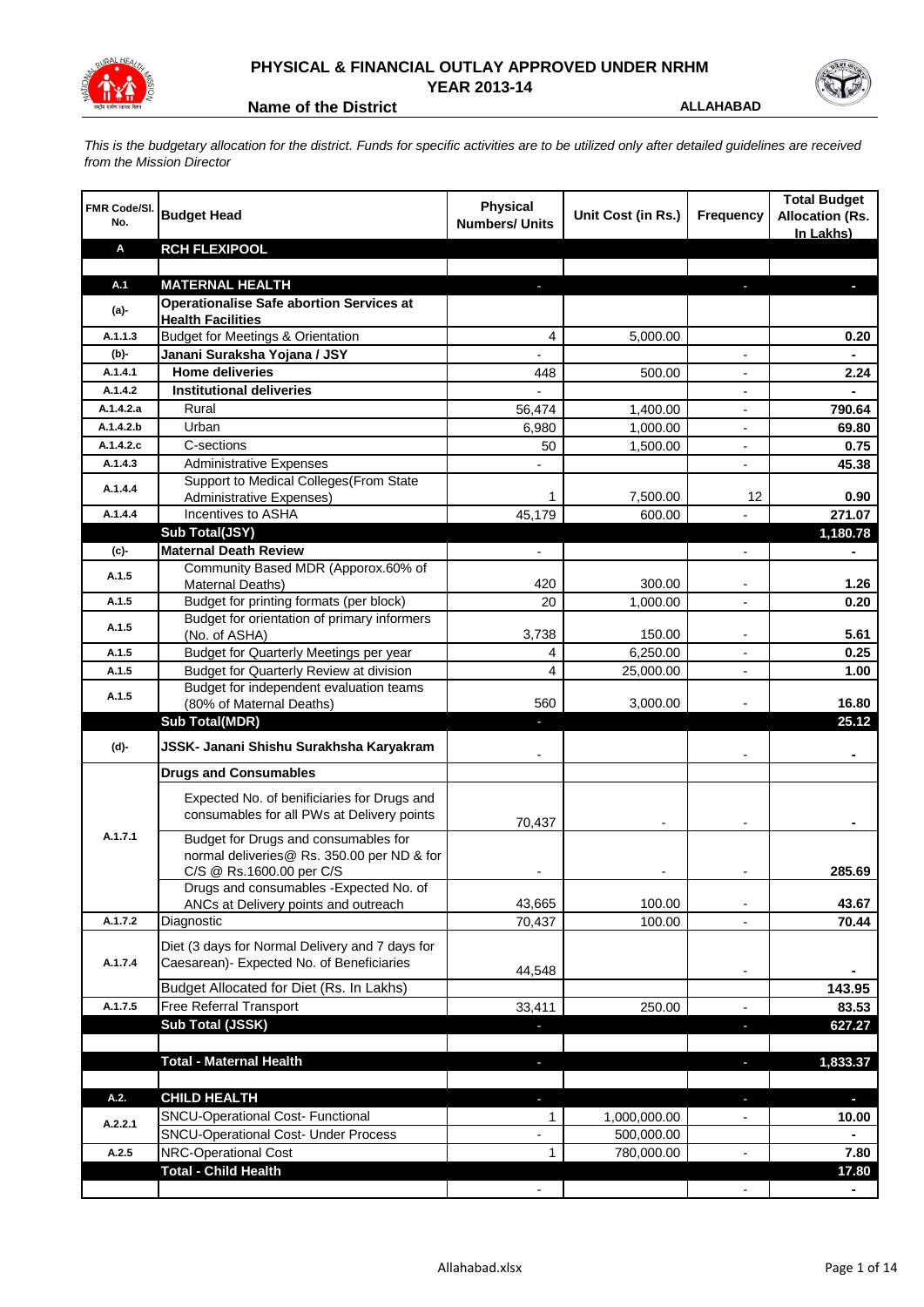# PHYSICAL & FINANCIAL OUTLAY APPROVED UNDER NRHM

## YEAR 2013-14

**Name of the District** ALLAHABAD

*This is the budgetary allocation for the district. Funds for specific activities are to be utilized only after detailed guidelines are received from the Mission Director*

| FMR Code/Sl. No. | Budget Head | Physical Numbers/ Units | Unit Cost (in Rs.) | Frequency | Total Budget Allocation (Rs. In Lakhs) |
|---|---|---|---|---|---|
| **A** | **RCH FLEXIPOOL** | | | | |
| | | | | | |
| **A.1** | **MATERNAL HEALTH** | - | | - | - |
| **(a)-** | **Operationalise Safe abortion Services at Health Facilities** | | | | |
| A.1.1.3 | Budget for Meetings & Orientation | 4 | 5,000.00 | | 0.20 |
| **(b)-** | **Janani Suraksha Yojana / JSY** | - | | - | - |
| A.1.4.1 | **Home deliveries** | 448 | 500.00 | - | 2.24 |
| A.1.4.2 | **Institutional deliveries** | - | | - | - |
| A.1.4.2.a | Rural | 56,474 | 1,400.00 | - | 790.64 |
| A.1.4.2.b | Urban | 6,980 | 1,000.00 | - | 69.80 |
| A.1.4.2.c | C-sections | 50 | 1,500.00 | - | 0.75 |
| A.1.4.3 | Administrative Expenses | - | | - | 45.38 |
| A.1.4.4 | Support to Medical Colleges(From State Administrative Expenses) | 1 | 7,500.00 | 12 | 0.90 |
| A.1.4.4 | Incentives to ASHA | 45,179 | 600.00 | - | 271.07 |
| | **Sub Total(JSY)** | | | | **1,180.78** |
| **(c)-** | **Maternal Death Review** | - | | - | - |
| A.1.5 | Community Based MDR (Apporox.60% of Maternal Deaths) | 420 | 300.00 | - | 1.26 |
| A.1.5 | Budget for printing formats (per block) | 20 | 1,000.00 | - | 0.20 |
| A.1.5 | Budget for orientation of primary informers (No. of ASHA) | 3,738 | 150.00 | - | 5.61 |
| A.1.5 | Budget for Quarterly Meetings per year | 4 | 6,250.00 | - | 0.25 |
| A.1.5 | Budget for Quarterly Review at division | 4 | 25,000.00 | - | 1.00 |
| A.1.5 | Budget for independent evaluation teams (80% of Maternal Deaths) | 560 | 3,000.00 | - | 16.80 |
| | **Sub Total(MDR)** | - | | | **25.12** |
| **(d)-** | **JSSK- Janani Shishu Surakhsha Karyakram** | - | | - | - |
| | **Drugs and Consumables** | | | | |
| A.1.7.1 | Expected No. of benificiaries for Drugs and consumables for all PWs at Delivery points | 70,437 | - | - | - |
| | Budget for Drugs and consumables for normal deliveries@ Rs. 350.00 per ND & for C/S @ Rs.1600.00 per C/S | - | - | - | 285.69 |
| | Drugs and consumables -Expected No. of ANCs at Delivery points and outreach | 43,665 | 100.00 | - | 43.67 |
| A.1.7.2 | Diagnostic | 70,437 | 100.00 | - | 70.44 |
| A.1.7.4 | Diet (3 days for Normal Delivery and 7 days for Caesarean)- Expected No. of Beneficiaries | 44,548 | | - | - |
| | Budget Allocated for Diet (Rs. In Lakhs) | | | | 143.95 |
| A.1.7.5 | Free Referral Transport | 33,411 | 250.00 | - | 83.53 |
| | **Sub Total (JSSK)** | - | | - | **627.27** |
| | | | | | |
| | **Total - Maternal Health** | - | | - | **1,833.37** |
| | | | | | |
| **A.2.** | **CHILD HEALTH** | - | | - | - |
| A.2.2.1 | SNCU-Operational Cost- Functional | 1 | 1,000,000.00 | - | 10.00 |
| | SNCU-Operational Cost- Under Process | - | 500,000.00 | | - |
| A.2.5 | NRC-Operational Cost | 1 | 780,000.00 | - | 7.80 |
| | **Total - Child Health** | | | | **17.80** |
| | | - | | - | - |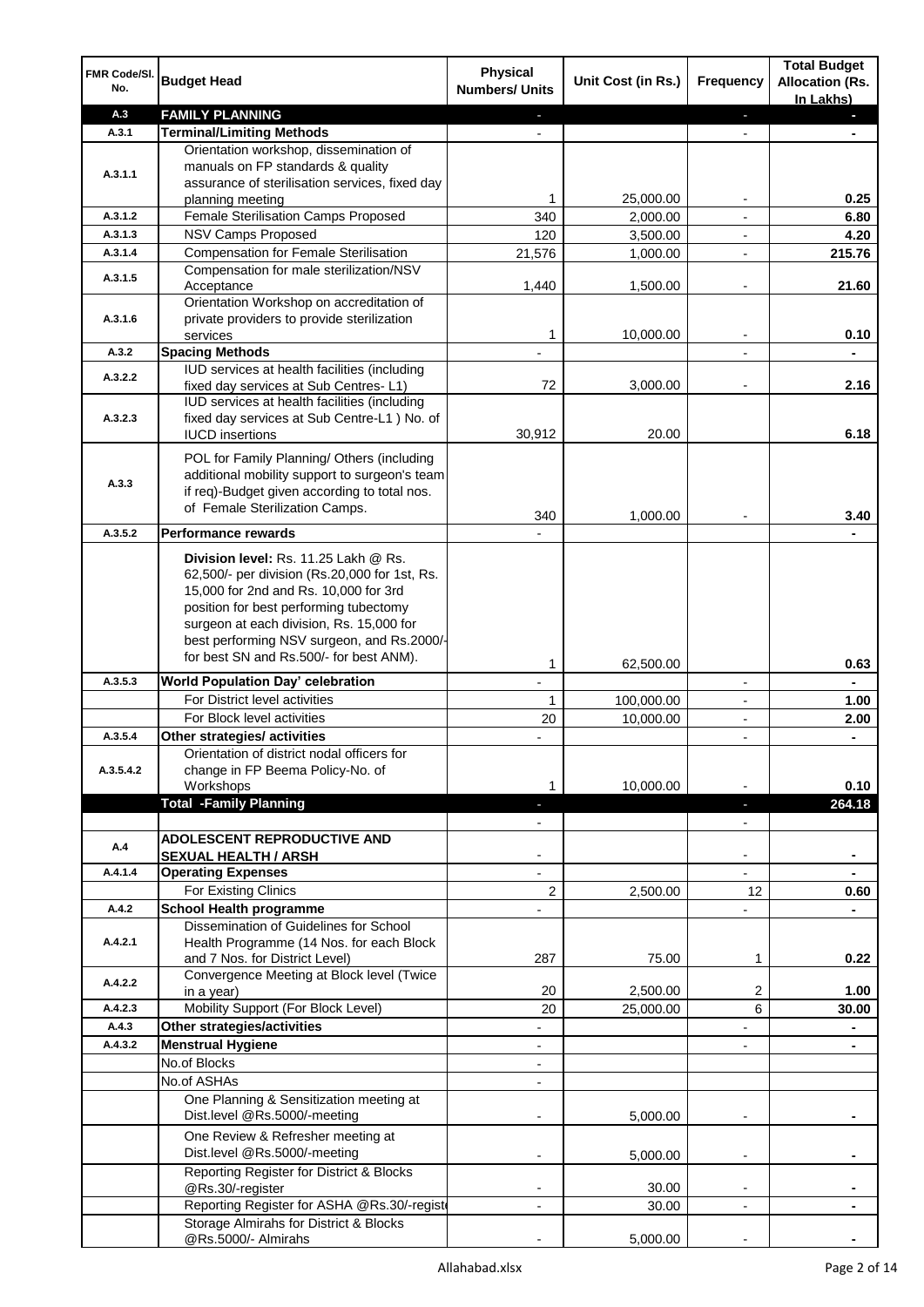| FMR Code/Sl. No. | Budget Head | Physical Numbers/ Units | Unit Cost (in Rs.) | Frequency | Total Budget Allocation (Rs. In Lakhs) |
|---|---|---|---|---|---|
| A.3 | **FAMILY PLANNING** | - | | - | - |
| A.3.1 | **Terminal/Limiting Methods** | - | | - | - |
| A.3.1.1 | Orientation workshop, dissemination of manuals on FP standards & quality assurance of sterilisation services, fixed day planning meeting | 1 | 25,000.00 | - | **0.25** |
| A.3.1.2 | Female Sterilisation Camps Proposed | 340 | 2,000.00 | - | **6.80** |
| A.3.1.3 | NSV Camps Proposed | 120 | 3,500.00 | - | **4.20** |
| A.3.1.4 | Compensation for Female Sterilisation | 21,576 | 1,000.00 | - | **215.76** |
| A.3.1.5 | Compensation for male sterilization/NSV Acceptance | 1,440 | 1,500.00 | - | **21.60** |
| A.3.1.6 | Orientation Workshop on accreditation of private providers to provide sterilization services | 1 | 10,000.00 | - | **0.10** |
| A.3.2 | **Spacing Methods** | - | | - | - |
| A.3.2.2 | IUD services at health facilities (including fixed day services at Sub Centres- L1) | 72 | 3,000.00 | - | **2.16** |
| A.3.2.3 | IUD services at health facilities (including fixed day services at Sub Centre-L1 ) No. of IUCD insertions | 30,912 | 20.00 | | **6.18** |
| A.3.3 | POL for Family Planning/ Others (including additional mobility support to surgeon's team if req)-Budget given according to total nos. of Female Sterilization Camps. | 340 | 1,000.00 | - | **3.40** |
| A.3.5.2 | **Performance rewards** | - | | | - |
| | **Division level:** Rs. 11.25 Lakh @ Rs. 62,500/- per division (Rs.20,000 for 1st, Rs. 15,000 for 2nd and Rs. 10,000 for 3rd position for best performing tubectomy surgeon at each division, Rs. 15,000 for best performing NSV surgeon, and Rs.2000/- for best SN and Rs.500/- for best ANM). | 1 | 62,500.00 | | **0.63** |
| A.3.5.3 | **World Population Day' celebration** | - | | - | - |
| | For District level activities | 1 | 100,000.00 | - | **1.00** |
| | For Block level activities | 20 | 10,000.00 | - | **2.00** |
| A.3.5.4 | **Other strategies/ activities** | - | | - | - |
| A.3.5.4.2 | Orientation of district nodal officers for change in FP Beema Policy-No. of Workshops | 1 | 10,000.00 | - | **0.10** |
| | **Total -Family Planning** | - | | - | **264.18** |
| | | - | | - | |
| A.4 | **ADOLESCENT REPRODUCTIVE AND SEXUAL HEALTH / ARSH** | - | | - | - |
| A.4.1.4 | **Operating Expenses** | - | | - | - |
| | For Existing Clinics | 2 | 2,500.00 | 12 | **0.60** |
| A.4.2 | **School Health programme** | - | | - | - |
| A.4.2.1 | Dissemination of Guidelines for School Health Programme (14 Nos. for each Block and 7 Nos. for District Level) | 287 | 75.00 | 1 | **0.22** |
| A.4.2.2 | Convergence Meeting at Block level (Twice in a year) | 20 | 2,500.00 | 2 | **1.00** |
| A.4.2.3 | Mobility Support (For Block Level) | 20 | 25,000.00 | 6 | **30.00** |
| A.4.3 | **Other strategies/activities** | - | | - | - |
| A.4.3.2 | **Menstrual Hygiene** | - | | - | - |
| | No.of Blocks | - | | | |
| | No.of ASHAs | - | | | |
| | One Planning & Sensitization meeting at Dist.level @Rs.5000/-meeting | - | 5,000.00 | - | - |
| | One Review & Refresher meeting at Dist.level @Rs.5000/-meeting | - | 5,000.00 | - | - |
| | Reporting Register for District & Blocks @Rs.30/-register | - | 30.00 | - | - |
| | Reporting Register for ASHA @Rs.30/-register | - | 30.00 | - | - |
| | Storage Almirahs for District & Blocks @Rs.5000/- Almirahs | - | 5,000.00 | - | - |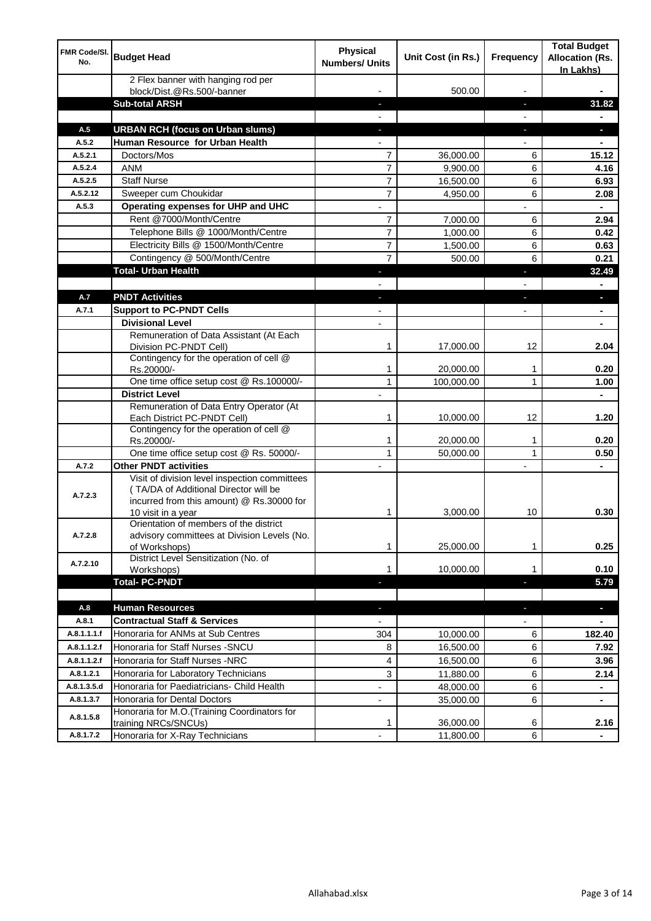| FMR Code/Sl. No. | Budget Head | Physical Numbers/ Units | Unit Cost (in Rs.) | Frequency | Total Budget Allocation (Rs. In Lakhs) |
|---|---|---|---|---|---|
| | 2 Flex banner with hanging rod per block/Dist.@Rs.500/-banner | - | 500.00 | - | - |
| | **Sub-total ARSH** | - | | - | **31.82** |
| | | - | | - | - |
| **A.5** | **URBAN RCH (focus on Urban slums)** | - | | - | - |
| **A.5.2** | **Human Resource for Urban Health** | - | | - | - |
| A.5.2.1 | Doctors/Mos | 7 | 36,000.00 | 6 | **15.12** |
| A.5.2.4 | ANM | 7 | 9,900.00 | 6 | **4.16** |
| A.5.2.5 | Staff Nurse | 7 | 16,500.00 | 6 | **6.93** |
| A.5.2.12 | Sweeper cum Choukidar | 7 | 4,950.00 | 6 | **2.08** |
| **A.5.3** | **Operating expenses for UHP and UHC** | - | | - | - |
| | Rent @7000/Month/Centre | 7 | 7,000.00 | 6 | **2.94** |
| | Telephone Bills @ 1000/Month/Centre | 7 | 1,000.00 | 6 | **0.42** |
| | Electricity Bills @ 1500/Month/Centre | 7 | 1,500.00 | 6 | **0.63** |
| | Contingency @ 500/Month/Centre | 7 | 500.00 | 6 | **0.21** |
| | **Total- Urban Health** | - | | - | **32.49** |
| | | - | | - | - |
| **A.7** | **PNDT Activities** | - | | - | - |
| **A.7.1** | **Support to PC-PNDT Cells** | - | | - | - |
| | **Divisional Level** | - | | | - |
| | Remuneration of Data Assistant (At Each Division PC-PNDT Cell) | 1 | 17,000.00 | 12 | **2.04** |
| | Contingency for the operation of cell @ Rs.20000/- | 1 | 20,000.00 | 1 | **0.20** |
| | One time office setup cost @ Rs.100000/- | 1 | 100,000.00 | 1 | **1.00** |
| | **District Level** | - | | | - |
| | Remuneration of Data Entry Operator (At Each District PC-PNDT Cell) | 1 | 10,000.00 | 12 | **1.20** |
| | Contingency for the operation of cell @ Rs.20000/- | 1 | 20,000.00 | 1 | **0.20** |
| | One time office setup cost @ Rs. 50000/- | 1 | 50,000.00 | 1 | **0.50** |
| **A.7.2** | **Other PNDT activities** | - | | - | - |
| A.7.2.3 | Visit of division level inspection committees ( TA/DA of Additional Director will be incurred from this amount) @ Rs.30000 for 10 visit in a year | 1 | 3,000.00 | 10 | **0.30** |
| A.7.2.8 | Orientation of members of the district advisory committees at Division Levels (No. of Workshops) | 1 | 25,000.00 | 1 | **0.25** |
| A.7.2.10 | District Level Sensitization (No. of Workshops) | 1 | 10,000.00 | 1 | **0.10** |
| | **Total- PC-PNDT** | - | | - | **5.79** |
| | | | | | |
| **A.8** | **Human Resources** | - | | - | - |
| **A.8.1** | **Contractual Staff & Services** | - | | - | - |
| A.8.1.1.1.f | Honoraria for ANMs at Sub Centres | 304 | 10,000.00 | 6 | **182.40** |
| A.8.1.1.2.f | Honoraria for Staff Nurses -SNCU | 8 | 16,500.00 | 6 | **7.92** |
| A.8.1.1.2.f | Honoraria for Staff Nurses -NRC | 4 | 16,500.00 | 6 | **3.96** |
| A.8.1.2.1 | Honoraria for Laboratory Technicians | 3 | 11,880.00 | 6 | **2.14** |
| A.8.1.3.5.d | Honoraria for Paediatricians- Child Health | - | 48,000.00 | 6 | - |
| A.8.1.3.7 | Honoraria for Dental Doctors | - | 35,000.00 | 6 | - |
| A.8.1.5.8 | Honoraria for M.O.(Training Coordinators for training NRCs/SNCUs) | 1 | 36,000.00 | 6 | **2.16** |
| A.8.1.7.2 | Honoraria for X-Ray Technicians | - | 11,800.00 | 6 | - |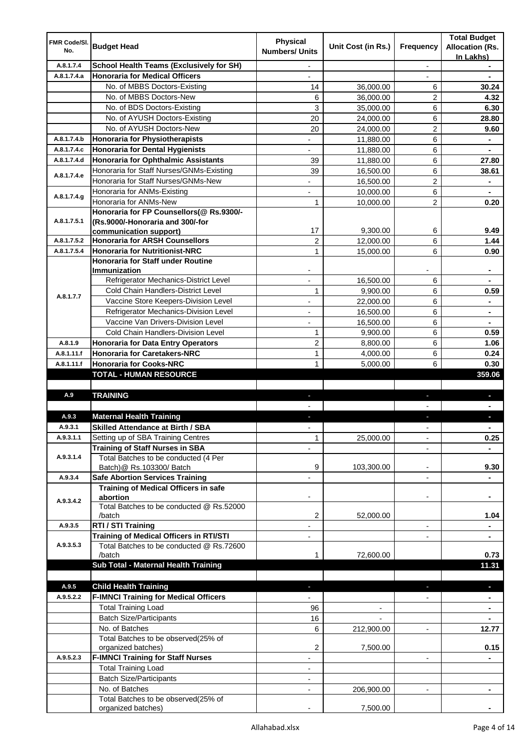| FMR Code/Sl. No. | Budget Head | Physical Numbers/ Units | Unit Cost (in Rs.) | Frequency | Total Budget Allocation (Rs. In Lakhs) |
|---|---|---|---|---|---|
| A.8.1.7.4 | **School Health Teams (Exclusively for SH)** | - | | - | - |
| A.8.1.7.4.a | **Honoraria for Medical Officers** | - | | - | - |
| | No. of MBBS Doctors-Existing | 14 | 36,000.00 | 6 | **30.24** |
| | No. of MBBS Doctors-New | 6 | 36,000.00 | 2 | **4.32** |
| | No. of BDS Doctors-Existing | 3 | 35,000.00 | 6 | **6.30** |
| | No. of AYUSH Doctors-Existing | 20 | 24,000.00 | 6 | **28.80** |
| | No. of AYUSH Doctors-New | 20 | 24,000.00 | 2 | **9.60** |
| A.8.1.7.4.b | **Honoraria for Physiotherapists** | - | 11,880.00 | 6 | - |
| A.8.1.7.4.c | **Honoraria for Dental Hygienists** | - | 11,880.00 | 6 | - |
| A.8.1.7.4.d | **Honoraria for Ophthalmic Assistants** | 39 | 11,880.00 | 6 | **27.80** |
| A.8.1.7.4.e | Honoraria for Staff Nurses/GNMs-Existing | 39 | 16,500.00 | 6 | **38.61** |
| | Honoraria for Staff Nurses/GNMs-New | - | 16,500.00 | 2 | - |
| A.8.1.7.4.g | Honoraria for ANMs-Existing | - | 10,000.00 | 6 | - |
| | Honoraria for ANMs-New | 1 | 10,000.00 | 2 | **0.20** |
| A.8.1.7.5.1 | **Honoraria for FP Counsellors(@ Rs.9300/- (Rs.9000/-Honoraria and 300/-for communication support)** | 17 | 9,300.00 | 6 | **9.49** |
| A.8.1.7.5.2 | **Honoraria for ARSH Counsellors** | 2 | 12,000.00 | 6 | **1.44** |
| A.8.1.7.5.4 | **Honoraria for Nutritionist-NRC** | 1 | 15,000.00 | 6 | **0.90** |
| A.8.1.7.7 | **Honoraria for Staff under Routine Immunization** | - | | - | - |
| | Refrigerator Mechanics-District Level | - | 16,500.00 | 6 | - |
| | Cold Chain Handlers-District Level | 1 | 9,900.00 | 6 | **0.59** |
| | Vaccine Store Keepers-Division Level | - | 22,000.00 | 6 | - |
| | Refrigerator Mechanics-Division Level | - | 16,500.00 | 6 | - |
| | Vaccine Van Drivers-Division Level | - | 16,500.00 | 6 | - |
| | Cold Chain Handlers-Division Level | 1 | 9,900.00 | 6 | **0.59** |
| A.8.1.9 | **Honoraria for Data Entry Operators** | 2 | 8,800.00 | 6 | **1.06** |
| A.8.1.11.f | **Honoraria for Caretakers-NRC** | 1 | 4,000.00 | 6 | **0.24** |
| A.8.1.11.f | **Honoraria for Cooks-NRC** | 1 | 5,000.00 | 6 | **0.30** |
| | **TOTAL - HUMAN RESOURCE** | | | | **359.06** |
| | | | | | |
| A.9 | **TRAINING** | - | | - | - |
| | | - | | - | - |
| A.9.3 | **Maternal Health Training** | - | | - | - |
| A.9.3.1 | **Skilled Attendance at Birth / SBA** | - | | - | - |
| A.9.3.1.1 | Setting up of SBA Training Centres | 1 | 25,000.00 | - | **0.25** |
| A.9.3.1.4 | **Training of Staff Nurses in SBA** | - | | - | - |
| | Total Batches to be conducted (4 Per Batch)@ Rs.103300/ Batch | 9 | 103,300.00 | - | **9.30** |
| A.9.3.4 | **Safe Abortion Services Training** | - | | - | - |
| A.9.3.4.2 | **Training of Medical Officers in safe abortion** | - | | - | - |
| | Total Batches to be conducted @ Rs.52000 /batch | 2 | 52,000.00 | | **1.04** |
| A.9.3.5 | **RTI / STI Training** | - | | - | - |
| A.9.3.5.3 | **Training of Medical Officers in RTI/STI** | - | | - | - |
| | Total Batches to be conducted @ Rs.72600 /batch | 1 | 72,600.00 | | **0.73** |
| | **Sub Total - Maternal Health Training** | | | | **11.31** |
| | | | | | |
| A.9.5 | **Child Health Training** | - | | - | - |
| A.9.5.2.2 | **F-IMNCI Training for Medical Officers** | - | | - | - |
| | Total Training Load | 96 | - | | - |
| | Batch Size/Participants | 16 | - | | - |
| | No. of Batches | 6 | 212,900.00 | - | **12.77** |
| | Total Batches to be observed(25% of organized batches) | 2 | 7,500.00 | | **0.15** |
| A.9.5.2.3 | **F-IMNCI Training for Staff Nurses** | - | | - | - |
| | Total Training Load | - | | | |
| | Batch Size/Participants | - | | | |
| | No. of Batches | - | 206,900.00 | - | - |
| | Total Batches to be observed(25% of organized batches) | - | 7,500.00 | | - |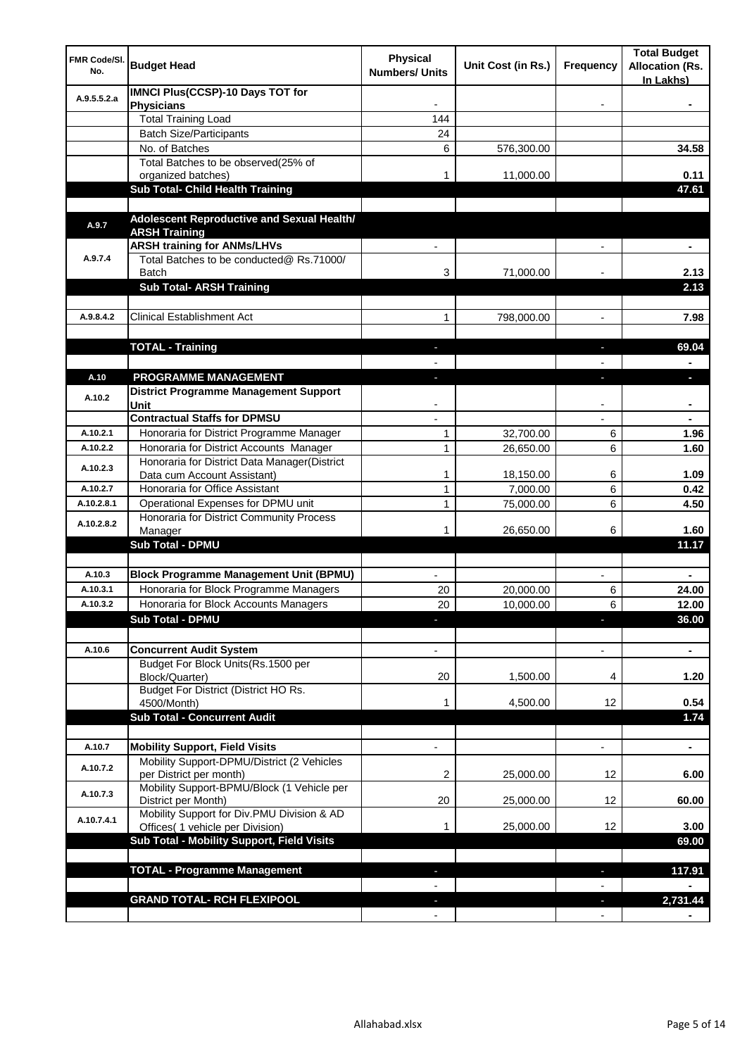| FMR Code/Sl. No. | Budget Head | Physical Numbers/ Units | Unit Cost (in Rs.) | Frequency | Total Budget Allocation (Rs. In Lakhs) |
|---|---|---|---|---|---|
| A.9.5.5.2.a | **IMNCI Plus(CCSP)-10 Days TOT for Physicians** | - | | - | - |
| | Total Training Load | 144 | | | |
| | Batch Size/Participants | 24 | | | |
| | No. of Batches | 6 | 576,300.00 | | **34.58** |
| | Total Batches to be observed(25% of organized batches) | 1 | 11,000.00 | | **0.11** |
| | **Sub Total- Child Health Training** | | | | **47.61** |
| | | | | | |
| A.9.7 | **Adolescent Reproductive and Sexual Health/ ARSH Training** | | | | |
| A.9.7.4 | **ARSH training for ANMs/LHVs** | - | | - | - |
| | Total Batches to be conducted@ Rs.71000/ Batch | 3 | 71,000.00 | - | **2.13** |
| | **Sub Total- ARSH Training** | | | | **2.13** |
| | | | | | |
| A.9.8.4.2 | Clinical Establishment Act | 1 | 798,000.00 | - | **7.98** |
| | | | | | |
| | **TOTAL - Training** | - | | - | **69.04** |
| | | - | | - | - |
| A.10 | **PROGRAMME MANAGEMENT** | - | | - | - |
| A.10.2 | **District Programme Management Support Unit** | - | | - | - |
| | **Contractual Staffs for DPMSU** | - | | - | - |
| A.10.2.1 | Honoraria for District Programme Manager | 1 | 32,700.00 | 6 | **1.96** |
| A.10.2.2 | Honoraria for District Accounts Manager | 1 | 26,650.00 | 6 | **1.60** |
| A.10.2.3 | Honoraria for District Data Manager(District Data cum Account Assistant) | 1 | 18,150.00 | 6 | **1.09** |
| A.10.2.7 | Honoraria for Office Assistant | 1 | 7,000.00 | 6 | **0.42** |
| A.10.2.8.1 | Operational Expenses for DPMU unit | 1 | 75,000.00 | 6 | **4.50** |
| A.10.2.8.2 | Honoraria for District Community Process Manager | 1 | 26,650.00 | 6 | **1.60** |
| | **Sub Total - DPMU** | | | | **11.17** |
| | | | | | |
| A.10.3 | **Block Programme Management Unit (BPMU)** | - | | - | - |
| A.10.3.1 | Honoraria for Block Programme Managers | 20 | 20,000.00 | 6 | **24.00** |
| A.10.3.2 | Honoraria for Block Accounts Managers | 20 | 10,000.00 | 6 | **12.00** |
| | **Sub Total - DPMU** | - | | - | **36.00** |
| | | | | | |
| A.10.6 | **Concurrent Audit System** | - | | - | - |
| | Budget For Block Units(Rs.1500 per Block/Quarter) | 20 | 1,500.00 | 4 | **1.20** |
| | Budget For District (District HO Rs. 4500/Month) | 1 | 4,500.00 | 12 | **0.54** |
| | **Sub Total - Concurrent Audit** | | | | **1.74** |
| | | | | | |
| A.10.7 | **Mobility Support, Field Visits** | - | | - | - |
| A.10.7.2 | Mobility Support-DPMU/District (2 Vehicles per District per month) | 2 | 25,000.00 | 12 | **6.00** |
| A.10.7.3 | Mobility Support-BPMU/Block (1 Vehicle per District per Month) | 20 | 25,000.00 | 12 | **60.00** |
| A.10.7.4.1 | Mobility Support for Div.PMU Division & AD Offices( 1 vehicle per Division) | 1 | 25,000.00 | 12 | **3.00** |
| | **Sub Total - Mobility Support, Field Visits** | | | | **69.00** |
| | | | | | |
| | **TOTAL - Programme Management** | - | | - | **117.91** |
| | | - | | - | - |
| | **GRAND TOTAL- RCH FLEXIPOOL** | - | | - | **2,731.44** |
| | | - | | - | - |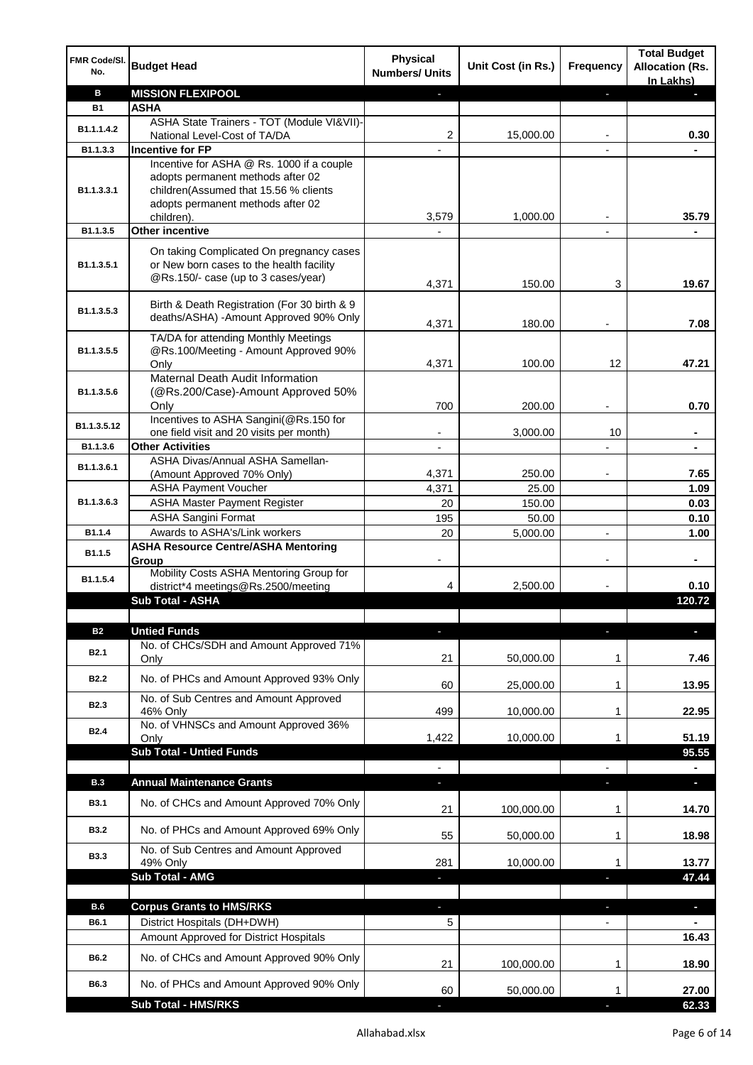| FMR Code/Sl. No. | Budget Head | Physical Numbers/ Units | Unit Cost (in Rs.) | Frequency | Total Budget Allocation (Rs. In Lakhs) |
|---|---|---|---|---|---|
| B | MISSION FLEXIPOOL | - | | - | - |
| B1 | ASHA | | | | |
| B1.1.1.4.2 | ASHA State Trainers - TOT (Module VI&VII)-National Level-Cost of TA/DA | 2 | 15,000.00 | - | 0.30 |
| B1.1.3.3 | Incentive for FP | - | | - | - |
| B1.1.3.3.1 | Incentive for ASHA @ Rs. 1000 if a couple adopts permanent methods after 02 children(Assumed that 15.56 % clients adopts permanent methods after 02 children). | 3,579 | 1,000.00 | - | 35.79 |
| B1.1.3.5 | Other incentive | - | | - | - |
| B1.1.3.5.1 | On taking Complicated On pregnancy cases or New born cases to the health facility @Rs.150/- case (up to 3 cases/year) | 4,371 | 150.00 | 3 | 19.67 |
| B1.1.3.5.3 | Birth & Death Registration (For 30 birth & 9 deaths/ASHA) -Amount Approved 90% Only | 4,371 | 180.00 | - | 7.08 |
| B1.1.3.5.5 | TA/DA for attending Monthly Meetings @Rs.100/Meeting - Amount Approved 90% Only | 4,371 | 100.00 | 12 | 47.21 |
| B1.1.3.5.6 | Maternal Death Audit Information (@Rs.200/Case)-Amount Approved 50% Only | 700 | 200.00 | - | 0.70 |
| B1.1.3.5.12 | Incentives to ASHA Sangini(@Rs.150 for one field visit and 20 visits per month) | - | 3,000.00 | 10 | - |
| B1.1.3.6 | Other Activities | - | | - | - |
| B1.1.3.6.1 | ASHA Divas/Annual ASHA Samellan-(Amount Approved 70% Only) | 4,371 | 250.00 | - | 7.65 |
| B1.1.3.6.3 | ASHA Payment Voucher | 4,371 | 25.00 | | 1.09 |
| | ASHA Master Payment Register | 20 | 150.00 | | 0.03 |
| | ASHA Sangini Format | 195 | 50.00 | | 0.10 |
| B1.1.4 | Awards to ASHA's/Link workers | 20 | 5,000.00 | - | 1.00 |
| B1.1.5 | ASHA Resource Centre/ASHA Mentoring Group | - | | - | - |
| B1.1.5.4 | Mobility Costs ASHA Mentoring Group for district*4 meetings@Rs.2500/meeting | 4 | 2,500.00 | - | 0.10 |
| | Sub Total - ASHA | | | | 120.72 |
| | | | | | |
| B2 | Untied Funds | - | | - | - |
| B2.1 | No. of CHCs/SDH and Amount Approved 71% Only | 21 | 50,000.00 | 1 | 7.46 |
| B2.2 | No. of PHCs and Amount Approved 93% Only | 60 | 25,000.00 | 1 | 13.95 |
| B2.3 | No. of Sub Centres and Amount Approved 46% Only | 499 | 10,000.00 | 1 | 22.95 |
| B2.4 | No. of VHNSCs and Amount Approved 36% Only | 1,422 | 10,000.00 | 1 | 51.19 |
| | Sub Total - Untied Funds | | | | 95.55 |
| | | - | | - | - |
| B.3 | Annual Maintenance Grants | - | | - | - |
| B3.1 | No. of CHCs and Amount Approved 70% Only | 21 | 100,000.00 | 1 | 14.70 |
| B3.2 | No. of PHCs and Amount Approved 69% Only | 55 | 50,000.00 | 1 | 18.98 |
| B3.3 | No. of Sub Centres and Amount Approved 49% Only | 281 | 10,000.00 | 1 | 13.77 |
| | Sub Total - AMG | - | | - | 47.44 |
| | | | | | |
| B.6 | Corpus Grants to HMS/RKS | - | | - | - |
| B6.1 | District Hospitals (DH+DWH) | 5 | | - | - |
| | Amount Approved for District Hospitals | | | | 16.43 |
| B6.2 | No. of CHCs and Amount Approved 90% Only | 21 | 100,000.00 | 1 | 18.90 |
| B6.3 | No. of PHCs and Amount Approved 90% Only | 60 | 50,000.00 | 1 | 27.00 |
| | Sub Total - HMS/RKS | - | | - | 62.33 |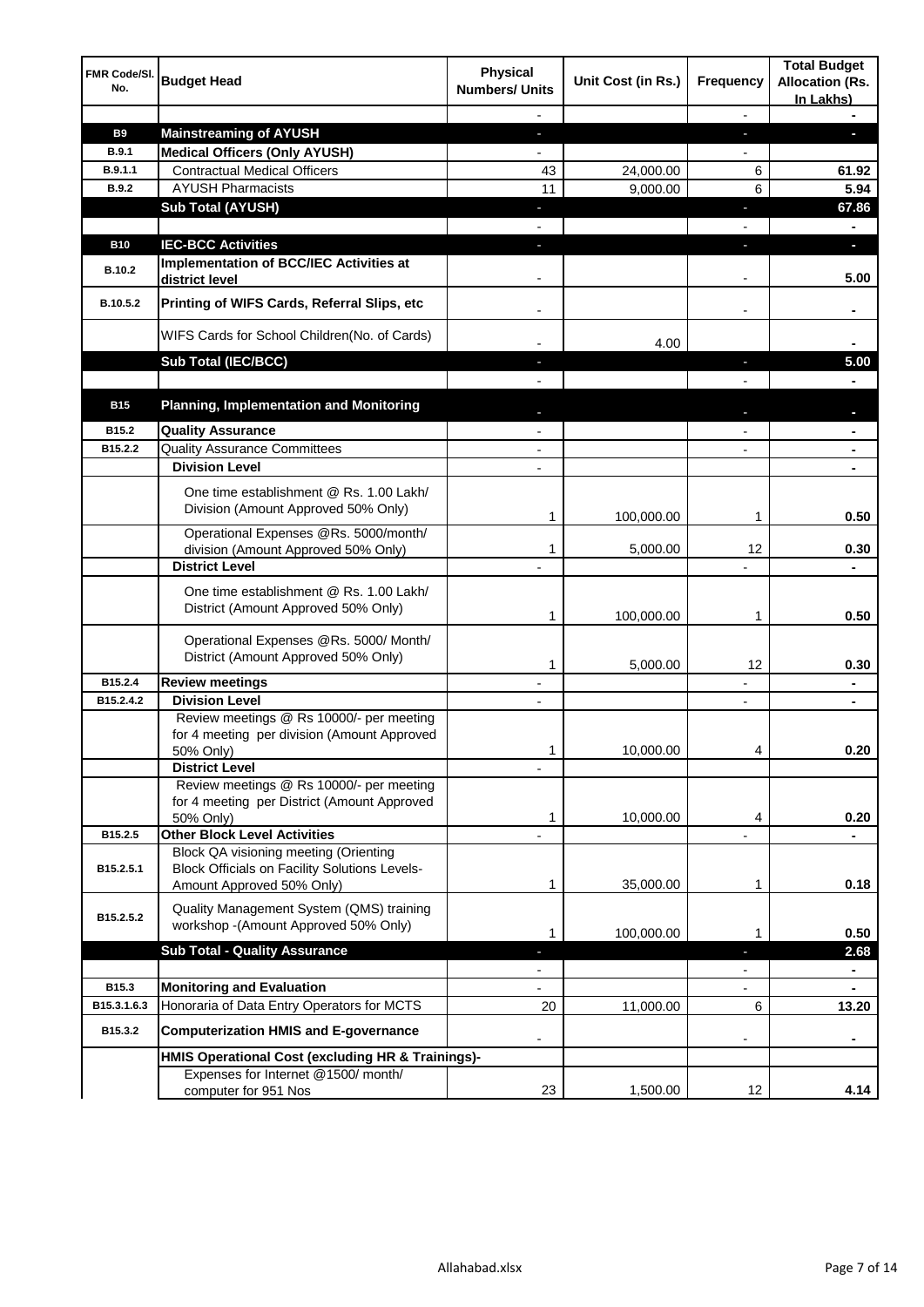| FMR Code/Sl. No. | Budget Head | Physical Numbers/ Units | Unit Cost (in Rs.) | Frequency | Total Budget Allocation (Rs. In Lakhs) |
|---|---|---|---|---|---|
| | | - | | - | - |
| B9 | **Mainstreaming of AYUSH** | - | | - | - |
| B.9.1 | **Medical Officers (Only AYUSH)** | - | | - | |
| B.9.1.1 | Contractual Medical Officers | 43 | 24,000.00 | 6 | **61.92** |
| B.9.2 | AYUSH Pharmacists | 11 | 9,000.00 | 6 | **5.94** |
| | **Sub Total (AYUSH)** | - | | - | **67.86** |
| | | - | | - | - |
| B10 | **IEC-BCC Activities** | - | | - | - |
| B.10.2 | **Implementation of BCC/IEC Activities at district level** | - | | - | **5.00** |
| B.10.5.2 | **Printing of WIFS Cards, Referral Slips, etc** | - | | - | - |
| | WIFS Cards for School Children(No. of Cards) | - | 4.00 | | - |
| | **Sub Total (IEC/BCC)** | - | | - | **5.00** |
| | | - | | - | - |
| B15 | **Planning, Implementation and Monitoring** | - | | - | - |
| B15.2 | **Quality Assurance** | - | | - | - |
| B15.2.2 | Quality Assurance Committees | - | | - | - |
| | **Division Level** | - | | | - |
| | One time establishment @ Rs. 1.00 Lakh/ Division (Amount Approved 50% Only) | 1 | 100,000.00 | 1 | **0.50** |
| | Operational Expenses @Rs. 5000/month/ division (Amount Approved 50% Only) | 1 | 5,000.00 | 12 | **0.30** |
| | **District Level** | - | | - | - |
| | One time establishment @ Rs. 1.00 Lakh/ District (Amount Approved 50% Only) | 1 | 100,000.00 | 1 | **0.50** |
| | Operational Expenses @Rs. 5000/ Month/ District (Amount Approved 50% Only) | 1 | 5,000.00 | 12 | **0.30** |
| B15.2.4 | **Review meetings** | - | | - | - |
| B15.2.4.2 | **Division Level** | - | | - | - |
| | Review meetings @ Rs 10000/- per meeting for 4 meeting per division (Amount Approved 50% Only) | 1 | 10,000.00 | 4 | **0.20** |
| | **District Level** | - | | | |
| | Review meetings @ Rs 10000/- per meeting for 4 meeting per District (Amount Approved 50% Only) | 1 | 10,000.00 | 4 | **0.20** |
| B15.2.5 | **Other Block Level Activities** | - | | - | - |
| B15.2.5.1 | Block QA visioning meeting (Orienting Block Officials on Facility Solutions Levels- Amount Approved 50% Only) | 1 | 35,000.00 | 1 | **0.18** |
| B15.2.5.2 | Quality Management System (QMS) training workshop -(Amount Approved 50% Only) | 1 | 100,000.00 | 1 | **0.50** |
| | **Sub Total - Quality Assurance** | - | | - | **2.68** |
| | | - | | - | - |
| B15.3 | **Monitoring and Evaluation** | - | | - | - |
| B15.3.1.6.3 | Honoraria of Data Entry Operators for MCTS | 20 | 11,000.00 | 6 | **13.20** |
| B15.3.2 | **Computerization HMIS and E-governance** | - | | - | - |
| | **HMIS Operational Cost (excluding HR & Trainings)-** | | | | |
| | Expenses for Internet @1500/ month/ computer for 951 Nos | 23 | 1,500.00 | 12 | **4.14** |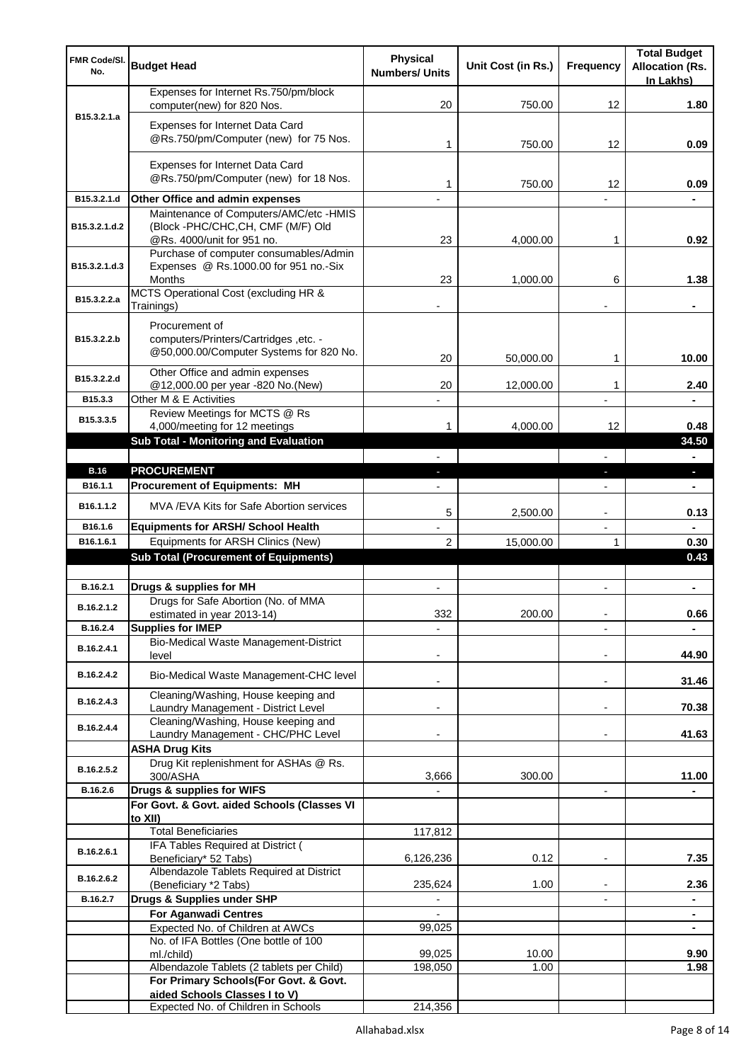| FMR Code/Sl. No. | Budget Head | Physical Numbers/ Units | Unit Cost (in Rs.) | Frequency | Total Budget Allocation (Rs. In Lakhs) |
|---|---|---|---|---|---|
| B15.3.2.1.a | Expenses for Internet Rs.750/pm/block computer(new) for 820 Nos. | 20 | 750.00 | 12 | 1.80 |
| | Expenses for Internet Data Card @Rs.750/pm/Computer (new) for 75 Nos. | 1 | 750.00 | 12 | 0.09 |
| | Expenses for Internet Data Card @Rs.750/pm/Computer (new) for 18 Nos. | 1 | 750.00 | 12 | 0.09 |
| B15.3.2.1.d | **Other Office and admin expenses** | - | | - | - |
| B15.3.2.1.d.2 | Maintenance of Computers/AMC/etc -HMIS (Block -PHC/CHC,CH, CMF (M/F) Old @Rs. 4000/unit for 951 no. | 23 | 4,000.00 | 1 | 0.92 |
| B15.3.2.1.d.3 | Purchase of computer consumables/Admin Expenses @ Rs.1000.00 for 951 no.-Six Months | 23 | 1,000.00 | 6 | 1.38 |
| B15.3.2.2.a | MCTS Operational Cost (excluding HR & Trainings) | - | | - | - |
| B15.3.2.2.b | Procurement of computers/Printers/Cartridges ,etc. - @50,000.00/Computer Systems for 820 No. | 20 | 50,000.00 | 1 | 10.00 |
| B15.3.2.2.d | Other Office and admin expenses @12,000.00 per year -820 No.(New) | 20 | 12,000.00 | 1 | 2.40 |
| B15.3.3 | Other M & E Activities | - | | - | - |
| B15.3.3.5 | Review Meetings for MCTS @ Rs 4,000/meeting for 12 meetings | 1 | 4,000.00 | 12 | 0.48 |
| | **Sub Total - Monitoring and Evaluation** | | | | **34.50** |
| | | - | | - | - |
| **B.16** | **PROCUREMENT** | - | | - | - |
| B16.1.1 | **Procurement of Equipments: MH** | - | | - | - |
| B16.1.1.2 | MVA /EVA Kits for Safe Abortion services | 5 | 2,500.00 | - | 0.13 |
| B16.1.6 | **Equipments for ARSH/ School Health** | - | | - | - |
| B16.1.6.1 | Equipments for ARSH Clinics (New) | 2 | 15,000.00 | 1 | 0.30 |
| | **Sub Total (Procurement of Equipments)** | | | | **0.43** |
| | | | | | |
| B.16.2.1 | **Drugs & supplies for MH** | - | | - | - |
| B.16.2.1.2 | Drugs for Safe Abortion (No. of MMA estimated in year 2013-14) | 332 | 200.00 | - | 0.66 |
| B.16.2.4 | **Supplies for IMEP** | - | | - | - |
| B.16.2.4.1 | Bio-Medical Waste Management-District level | - | | - | 44.90 |
| B.16.2.4.2 | Bio-Medical Waste Management-CHC level | - | | - | 31.46 |
| B.16.2.4.3 | Cleaning/Washing, House keeping and Laundry Management - District Level | - | | - | 70.38 |
| B.16.2.4.4 | Cleaning/Washing, House keeping and Laundry Management - CHC/PHC Level | - | | - | 41.63 |
| | **ASHA Drug Kits** | | | | |
| B.16.2.5.2 | Drug Kit replenishment for ASHAs @ Rs. 300/ASHA | 3,666 | 300.00 | | 11.00 |
| B.16.2.6 | **Drugs & supplies for WIFS** | - | | - | - |
| | **For Govt. & Govt. aided Schools (Classes VI to XII)** | | | | |
| | Total Beneficiaries | 117,812 | | | |
| B.16.2.6.1 | IFA Tables Required at District ( Beneficiary* 52 Tabs) | 6,126,236 | 0.12 | - | 7.35 |
| B.16.2.6.2 | Albendazole Tablets Required at District (Beneficiary *2 Tabs) | 235,624 | 1.00 | - | 2.36 |
| B.16.2.7 | **Drugs & Supplies under SHP** | - | | - | - |
| | **For Aganwadi Centres** | - | | | - |
| | Expected No. of Children at AWCs | 99,025 | | | - |
| | No. of IFA Bottles (One bottle of 100 ml./child) | 99,025 | 10.00 | | 9.90 |
| | Albendazole Tablets (2 tablets per Child) | 198,050 | 1.00 | | 1.98 |
| | **For Primary Schools(For Govt. & Govt. aided Schools Classes I to V)** | | | | |
| | Expected No. of Children in Schools | 214,356 | | | |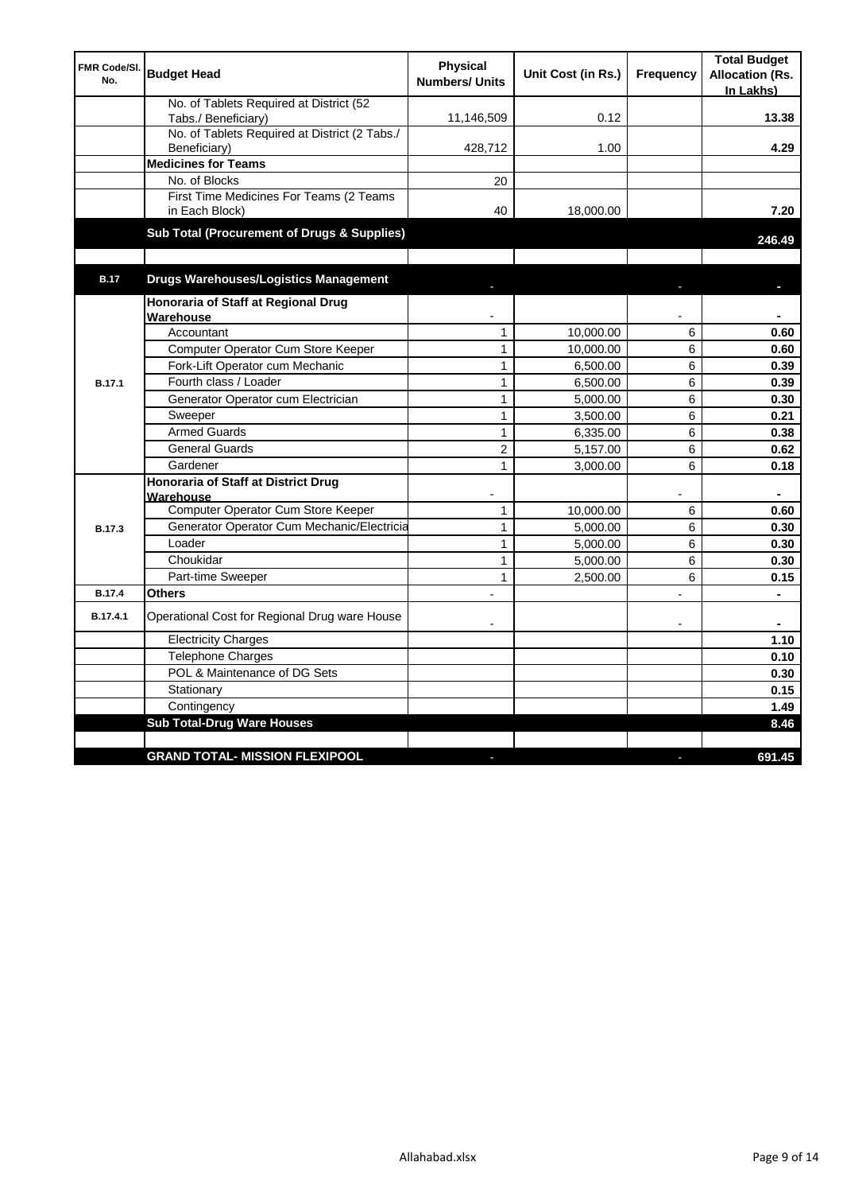| FMR Code/Sl. No. | Budget Head | Physical Numbers/ Units | Unit Cost (in Rs.) | Frequency | Total Budget Allocation (Rs. In Lakhs) |
|---|---|---|---|---|---|
| | No. of Tablets Required at District (52 Tabs./ Beneficiary) | 11,146,509 | 0.12 | | 13.38 |
| | No. of Tablets Required at District (2 Tabs./ Beneficiary) | 428,712 | 1.00 | | 4.29 |
| | **Medicines for Teams** | | | | |
| | No. of Blocks | 20 | | | |
| | First Time Medicines For Teams (2 Teams in Each Block) | 40 | 18,000.00 | | 7.20 |
| | **Sub Total (Procurement of Drugs & Supplies)** | | | | **246.49** |
| | | | | | |
| **B.17** | **Drugs Warehouses/Logistics Management** | - | | - | - |
| B.17.1 | **Honoraria of Staff at Regional Drug Warehouse** | - | | - | - |
| | Accountant | 1 | 10,000.00 | 6 | 0.60 |
| | Computer Operator Cum Store Keeper | 1 | 10,000.00 | 6 | 0.60 |
| | Fork-Lift Operator cum Mechanic | 1 | 6,500.00 | 6 | 0.39 |
| | Fourth class / Loader | 1 | 6,500.00 | 6 | 0.39 |
| | Generator Operator cum Electrician | 1 | 5,000.00 | 6 | 0.30 |
| | Sweeper | 1 | 3,500.00 | 6 | 0.21 |
| | Armed Guards | 1 | 6,335.00 | 6 | 0.38 |
| | General Guards | 2 | 5,157.00 | 6 | 0.62 |
| | Gardener | 1 | 3,000.00 | 6 | 0.18 |
| B.17.3 | **Honoraria of Staff at District Drug Warehouse** | - | | - | - |
| | Computer Operator Cum Store Keeper | 1 | 10,000.00 | 6 | 0.60 |
| | Generator Operator Cum Mechanic/Electricia | 1 | 5,000.00 | 6 | 0.30 |
| | Loader | 1 | 5,000.00 | 6 | 0.30 |
| | Choukidar | 1 | 5,000.00 | 6 | 0.30 |
| | Part-time Sweeper | 1 | 2,500.00 | 6 | 0.15 |
| B.17.4 | **Others** | - | | - | - |
| B.17.4.1 | Operational Cost for Regional Drug ware House | - | | - | - |
| | Electricity Charges | | | | 1.10 |
| | Telephone Charges | | | | 0.10 |
| | POL & Maintenance of DG Sets | | | | 0.30 |
| | Stationary | | | | 0.15 |
| | Contingency | | | | 1.49 |
| | **Sub Total-Drug Ware Houses** | | | | **8.46** |
| | | | | | |
| | **GRAND TOTAL- MISSION FLEXIPOOL** | - | | - | **691.45** |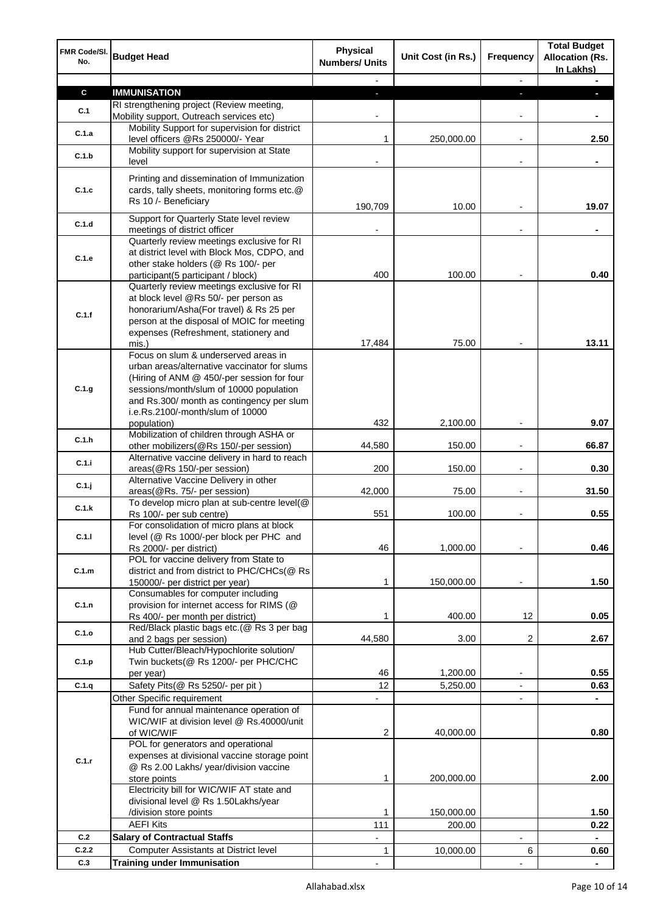| FMR Code/Sl. No. | Budget Head | Physical Numbers/ Units | Unit Cost (in Rs.) | Frequency | Total Budget Allocation (Rs. In Lakhs) |
|---|---|---|---|---|---|
| | | - | | - | - |
| **C** | **IMMUNISATION** | - | | - | - |
| C.1 | RI strengthening project (Review meeting, Mobility support, Outreach services etc) | - | | - | - |
| C.1.a | Mobility Support for supervision for district level officers @Rs 250000/- Year | 1 | 250,000.00 | - | 2.50 |
| C.1.b | Mobility support for supervision at State level | - | | - | - |
| C.1.c | Printing and dissemination of Immunization cards, tally sheets, monitoring forms etc.@ Rs 10 /- Beneficiary | 190,709 | 10.00 | - | 19.07 |
| C.1.d | Support for Quarterly State level review meetings of district officer | - | | - | - |
| C.1.e | Quarterly review meetings exclusive for RI at district level with Block Mos, CDPO, and other stake holders (@ Rs 100/- per participant(5 participant / block) | 400 | 100.00 | - | 0.40 |
| C.1.f | Quarterly review meetings exclusive for RI at block level @Rs 50/- per person as honorarium/Asha(For travel) & Rs 25 per person at the disposal of MOIC for meeting expenses (Refreshment, stationery and mis.) | 17,484 | 75.00 | - | 13.11 |
| C.1.g | Focus on slum & underserved areas in urban areas/alternative vaccinator for slums (Hiring of ANM @ 450/-per session for four sessions/month/slum of 10000 population and Rs.300/ month as contingency per slum i.e.Rs.2100/-month/slum of 10000 population) | 432 | 2,100.00 | - | 9.07 |
| C.1.h | Mobilization of children through ASHA or other mobilizers(@Rs 150/-per session) | 44,580 | 150.00 | - | 66.87 |
| C.1.i | Alternative vaccine delivery in hard to reach areas(@Rs 150/-per session) | 200 | 150.00 | - | 0.30 |
| C.1.j | Alternative Vaccine Delivery in other areas(@Rs. 75/- per session) | 42,000 | 75.00 | - | 31.50 |
| C.1.k | To develop micro plan at sub-centre level(@ Rs 100/- per sub centre) | 551 | 100.00 | - | 0.55 |
| C.1.l | For consolidation of micro plans at block level (@ Rs 1000/-per block per PHC and Rs 2000/- per district) | 46 | 1,000.00 | - | 0.46 |
| C.1.m | POL for vaccine delivery from State to district and from district to PHC/CHCs(@ Rs 150000/- per district per year) | 1 | 150,000.00 | - | 1.50 |
| C.1.n | Consumables for computer including provision for internet access for RIMS (@ Rs 400/- per month per district) | 1 | 400.00 | 12 | 0.05 |
| C.1.o | Red/Black plastic bags etc.(@ Rs 3 per bag and 2 bags per session) | 44,580 | 3.00 | 2 | 2.67 |
| C.1.p | Hub Cutter/Bleach/Hypochlorite solution/ Twin buckets(@ Rs 1200/- per PHC/CHC per year) | 46 | 1,200.00 | - | 0.55 |
| C.1.q | Safety Pits(@ Rs 5250/- per pit ) | 12 | 5,250.00 | - | 0.63 |
| C.1.r | Other Specific requirement | - | | - | - |
| | Fund for annual maintenance operation of WIC/WIF at division level @ Rs.40000/unit of WIC/WIF | 2 | 40,000.00 | | 0.80 |
| | POL for generators and operational expenses at divisional vaccine storage point @ Rs 2.00 Lakhs/ year/division vaccine store points | 1 | 200,000.00 | | 2.00 |
| | Electricity bill for WIC/WIF AT state and divisional level @ Rs 1.50Lakhs/year /division store points | 1 | 150,000.00 | | 1.50 |
| | AEFI Kits | 111 | 200.00 | | 0.22 |
| C.2 | **Salary of Contractual Staffs** | - | | - | - |
| C.2.2 | Computer Assistants at District level | 1 | 10,000.00 | 6 | 0.60 |
| C.3 | **Training under Immunisation** | - | | - | - |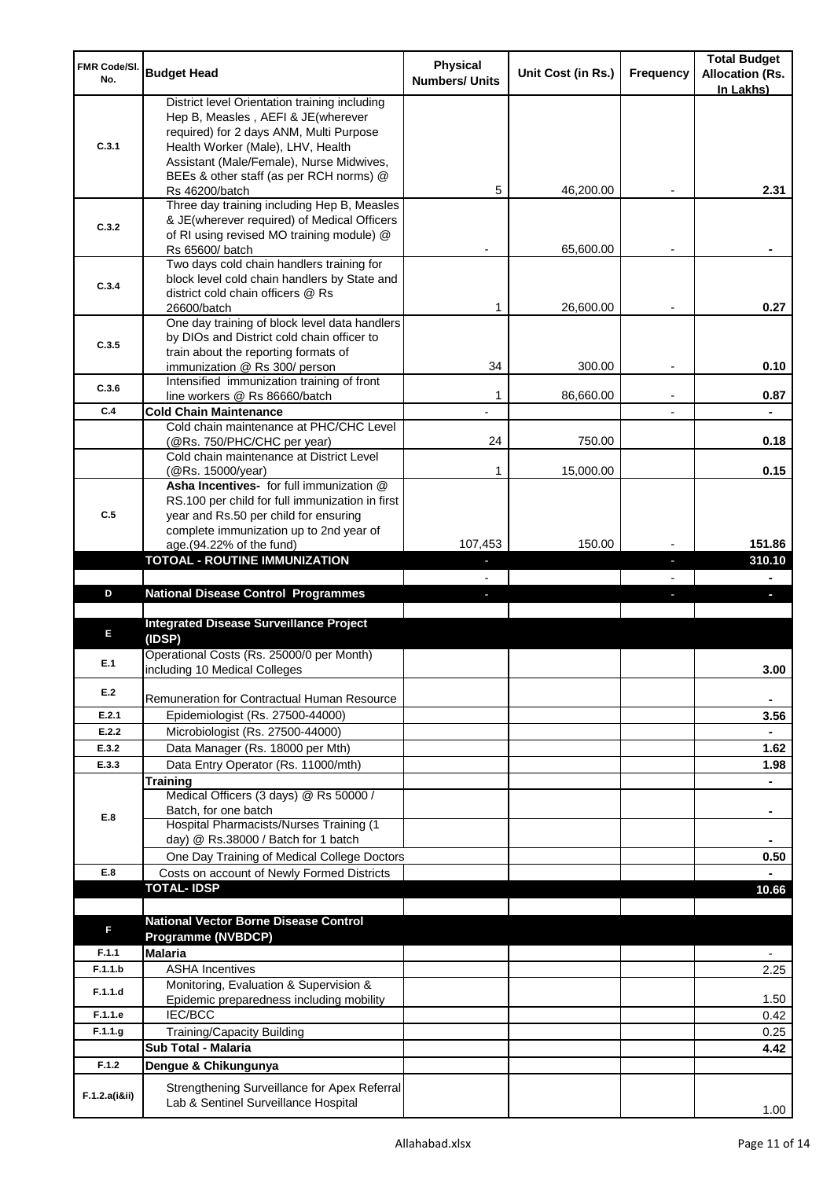| FMR Code/Sl. No. | Budget Head | Physical Numbers/ Units | Unit Cost (in Rs.) | Frequency | Total Budget Allocation (Rs. In Lakhs) |
|---|---|---|---|---|---|
| C.3.1 | District level Orientation training including Hep B, Measles , AEFI & JE(wherever required) for 2 days ANM, Multi Purpose Health Worker (Male), LHV, Health Assistant (Male/Female), Nurse Midwives, BEEs & other staff (as per RCH norms) @ Rs 46200/batch | 5 | 46,200.00 | - | 2.31 |
| C.3.2 | Three day training including Hep B, Measles & JE(wherever required) of Medical Officers of RI using revised MO training module) @ Rs 65600/ batch | - | 65,600.00 | - | - |
| C.3.4 | Two days cold chain handlers training for block level cold chain handlers by State and district cold chain officers @ Rs 26600/batch | 1 | 26,600.00 | - | 0.27 |
| C.3.5 | One day training of block level data handlers by DIOs and District cold chain officer to train about the reporting formats of immunization @ Rs 300/ person | 34 | 300.00 | - | 0.10 |
| C.3.6 | Intensified immunization training of front line workers @ Rs 86660/batch | 1 | 86,660.00 | - | 0.87 |
| C.4 | **Cold Chain Maintenance** | - | | - | - |
| | Cold chain maintenance at PHC/CHC Level (@Rs. 750/PHC/CHC per year) | 24 | 750.00 | | 0.18 |
| | Cold chain maintenance at District Level (@Rs. 15000/year) | 1 | 15,000.00 | | 0.15 |
| C.5 | **Asha Incentives-** for full immunization @ RS.100 per child for full immunization in first year and Rs.50 per child for ensuring complete immunization up to 2nd year of age.(94.22% of the fund) | 107,453 | 150.00 | - | 151.86 |
| | **TOTOAL - ROUTINE IMMUNIZATION** | - | | - | **310.10** |
| | | - | | - | - |
| D | **National Disease Control Programmes** | - | | - | - |
| | | | | | |
| E | **Integrated Disease Surveillance Project (IDSP)** | | | | |
| E.1 | Operational Costs (Rs. 25000/0 per Month) including 10 Medical Colleges | | | | 3.00 |
| E.2 | Remuneration for Contractual Human Resource | | | | - |
| E.2.1 | Epidemiologist (Rs. 27500-44000) | | | | 3.56 |
| E.2.2 | Microbiologist (Rs. 27500-44000) | | | | - |
| E.3.2 | Data Manager (Rs. 18000 per Mth) | | | | 1.62 |
| E.3.3 | Data Entry Operator (Rs. 11000/mth) | | | | 1.98 |
| | **Training** | | | | - |
| E.8 | Medical Officers (3 days) @ Rs 50000 / Batch, for one batch | | | | - |
| | Hospital Pharmacists/Nurses Training (1 day) @ Rs.38000 / Batch for 1 batch | | | | - |
| | One Day Training of Medical College Doctors | | | | 0.50 |
| E.8 | Costs on account of Newly Formed Districts | | | | - |
| | **TOTAL- IDSP** | | | | **10.66** |
| | | | | | |
| F | **National Vector Borne Disease Control Programme (NVBDCP)** | | | | |
| F.1.1 | **Malaria** | | | | - |
| F.1.1.b | ASHA Incentives | | | | 2.25 |
| F.1.1.d | Monitoring, Evaluation & Supervision & Epidemic preparedness including mobility | | | | 1.50 |
| F.1.1.e | IEC/BCC | | | | 0.42 |
| F.1.1.g | Training/Capacity Building | | | | 0.25 |
| | **Sub Total - Malaria** | | | | **4.42** |
| F.1.2 | **Dengue & Chikungunya** | | | | |
| F.1.2.a(i&ii) | Strengthening Surveillance for Apex Referral Lab & Sentinel Surveillance Hospital | | | | 1.00 |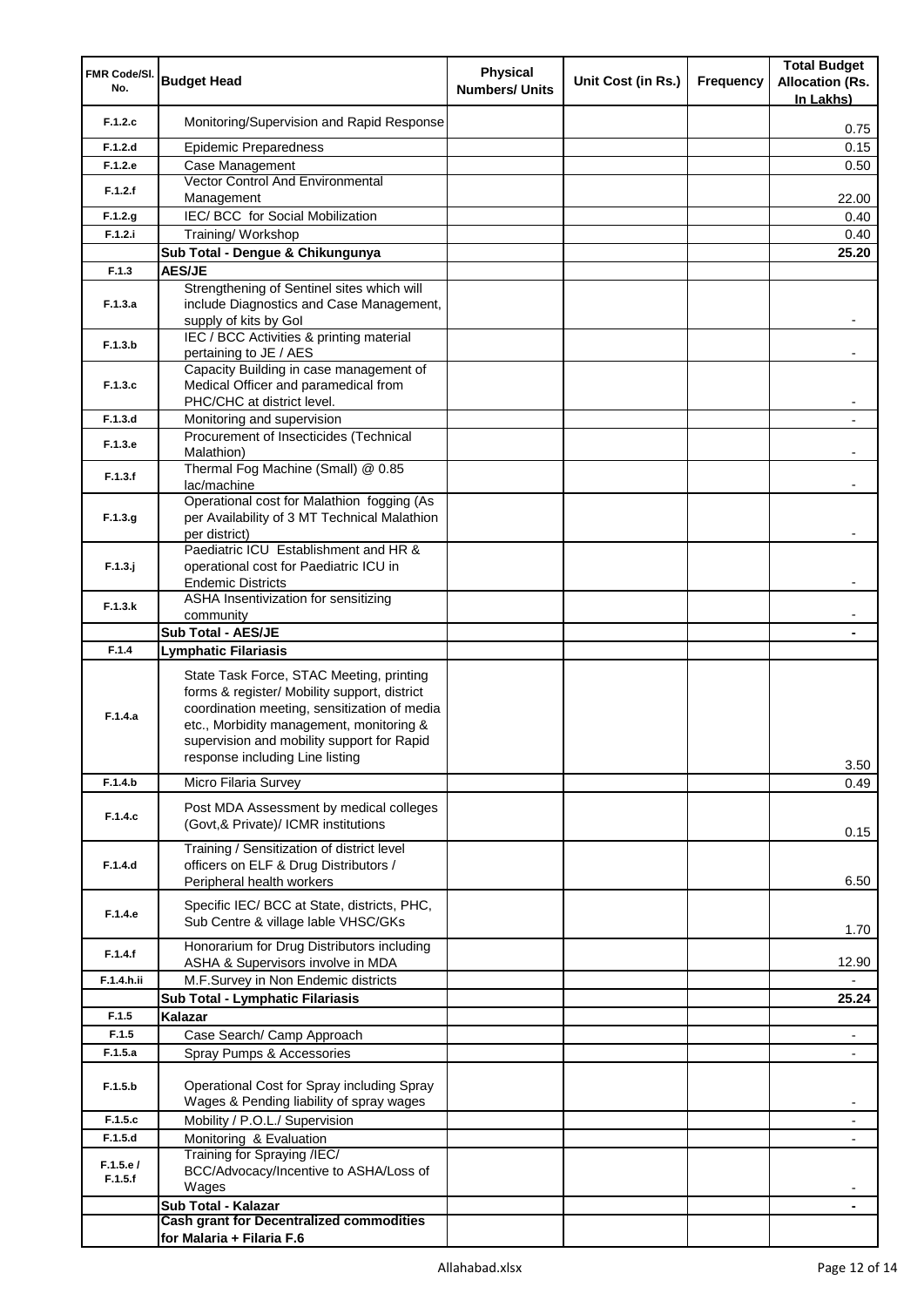| FMR Code/Sl. No. | Budget Head | Physical Numbers/ Units | Unit Cost (in Rs.) | Frequency | Total Budget Allocation (Rs. In Lakhs) |
|---|---|---|---|---|---|
| F.1.2.c | Monitoring/Supervision and Rapid Response | | | | 0.75 |
| F.1.2.d | Epidemic Preparedness | | | | 0.15 |
| F.1.2.e | Case Management | | | | 0.50 |
| F.1.2.f | Vector Control And Environmental Management | | | | 22.00 |
| F.1.2.g | IEC/ BCC for Social Mobilization | | | | 0.40 |
| F.1.2.i | Training/ Workshop | | | | 0.40 |
| | **Sub Total - Dengue & Chikungunya** | | | | **25.20** |
| F.1.3 | **AES/JE** | | | | |
| F.1.3.a | Strengthening of Sentinel sites which will include Diagnostics and Case Management, supply of kits by GoI | | | | - |
| F.1.3.b | IEC / BCC Activities & printing material pertaining to JE / AES | | | | - |
| F.1.3.c | Capacity Building in case management of Medical Officer and paramedical from PHC/CHC at district level. | | | | - |
| F.1.3.d | Monitoring and supervision | | | | - |
| F.1.3.e | Procurement of Insecticides (Technical Malathion) | | | | - |
| F.1.3.f | Thermal Fog Machine (Small) @ 0.85 lac/machine | | | | - |
| F.1.3.g | Operational cost for Malathion fogging (As per Availability of 3 MT Technical Malathion per district) | | | | - |
| F.1.3.j | Paediatric ICU Establishment and HR & operational cost for Paediatric ICU in Endemic Districts | | | | - |
| F.1.3.k | ASHA Insentivization for sensitizing community | | | | - |
| | **Sub Total - AES/JE** | | | | **-** |
| F.1.4 | **Lymphatic Filariasis** | | | | |
| F.1.4.a | State Task Force, STAC Meeting, printing forms & register/ Mobility support, district coordination meeting, sensitization of media etc., Morbidity management, monitoring & supervision and mobility support for Rapid response including Line listing | | | | 3.50 |
| F.1.4.b | Micro Filaria Survey | | | | 0.49 |
| F.1.4.c | Post MDA Assessment by medical colleges (Govt,& Private)/ ICMR institutions | | | | 0.15 |
| F.1.4.d | Training / Sensitization of district level officers on ELF & Drug Distributors / Peripheral health workers | | | | 6.50 |
| F.1.4.e | Specific IEC/ BCC at State, districts, PHC, Sub Centre & village lable VHSC/GKs | | | | 1.70 |
| F.1.4.f | Honorarium for Drug Distributors including ASHA & Supervisors involve in MDA | | | | 12.90 |
| F.1.4.h.ii | M.F.Survey in Non Endemic districts | | | | - |
| | **Sub Total - Lymphatic Filariasis** | | | | **25.24** |
| F.1.5 | **Kalazar** | | | | |
| F.1.5 | Case Search/ Camp Approach | | | | - |
| F.1.5.a | Spray Pumps & Accessories | | | | - |
| F.1.5.b | Operational Cost for Spray including Spray Wages & Pending liability of spray wages | | | | - |
| F.1.5.c | Mobility / P.O.L./ Supervision | | | | - |
| F.1.5.d | Monitoring & Evaluation | | | | - |
| F.1.5.e / F.1.5.f | Training for Spraying /IEC/ BCC/Advocacy/Incentive to ASHA/Loss of Wages | | | | - |
| | **Sub Total - Kalazar** | | | | **-** |
| | **Cash grant for Decentralized commodities for Malaria + Filaria F.6** | | | | |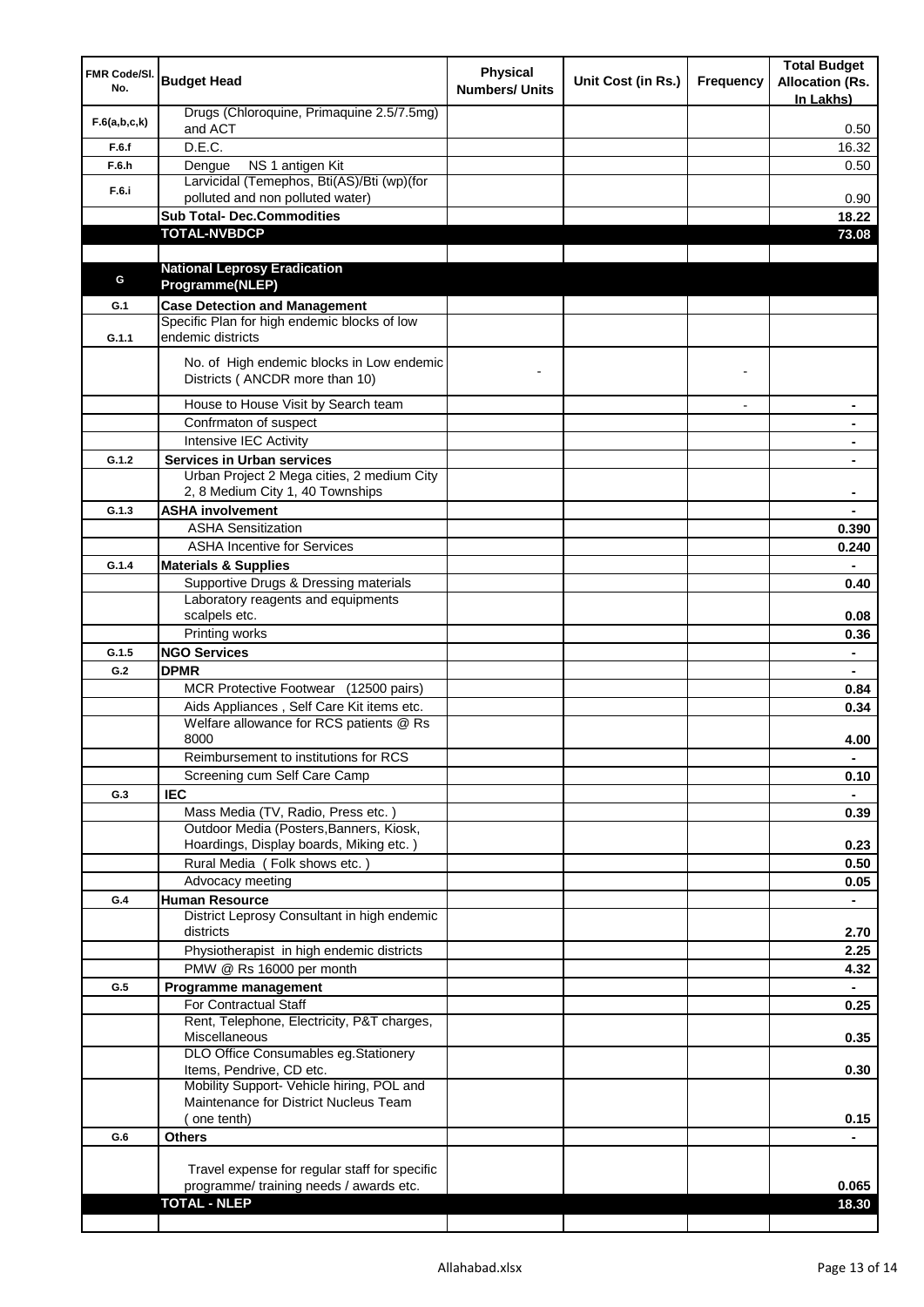| FMR Code/Sl. No. | Budget Head | Physical Numbers/ Units | Unit Cost (in Rs.) | Frequency | Total Budget Allocation (Rs. In Lakhs) |
|---|---|---|---|---|---|
| F.6(a,b,c,k) | Drugs (Chloroquine, Primaquine 2.5/7.5mg) and ACT | | | | 0.50 |
| F.6.f | D.E.C. | | | | 16.32 |
| F.6.h | Dengue NS 1 antigen Kit | | | | 0.50 |
| F.6.i | Larvicidal (Temephos, Bti(AS)/Bti (wp)(for polluted and non polluted water) | | | | 0.90 |
| | **Sub Total- Dec.Commodities** | | | | **18.22** |
| | **TOTAL-NVBDCP** | | | | **73.08** |
| | | | | | |
| **G** | **National Leprosy Eradication Programme(NLEP)** | | | | |
| G.1 | **Case Detection and Management** | | | | |
| G.1.1 | Specific Plan for high endemic blocks of low endemic districts | | | | |
| | No. of High endemic blocks in Low endemic Districts ( ANCDR more than 10) | - | | - | |
| | House to House Visit by Search team | | | - | - |
| | Confrmaton of suspect | | | | - |
| | Intensive IEC Activity | | | | - |
| G.1.2 | **Services in Urban services** | | | | - |
| | Urban Project 2 Mega cities, 2 medium City 2, 8 Medium City 1, 40 Townships | | | | - |
| G.1.3 | **ASHA involvement** | | | | - |
| | ASHA Sensitization | | | | 0.390 |
| | ASHA Incentive for Services | | | | 0.240 |
| G.1.4 | **Materials & Supplies** | | | | - |
| | Supportive Drugs & Dressing materials | | | | 0.40 |
| | Laboratory reagents and equipments scalpels etc. | | | | 0.08 |
| | Printing works | | | | 0.36 |
| G.1.5 | **NGO Services** | | | | - |
| G.2 | **DPMR** | | | | - |
| | MCR Protective Footwear (12500 pairs) | | | | 0.84 |
| | Aids Appliances , Self Care Kit items etc. | | | | 0.34 |
| | Welfare allowance for RCS patients @ Rs 8000 | | | | 4.00 |
| | Reimbursement to institutions for RCS | | | | - |
| | Screening cum Self Care Camp | | | | 0.10 |
| G.3 | **IEC** | | | | - |
| | Mass Media (TV, Radio, Press etc. ) | | | | 0.39 |
| | Outdoor Media (Posters,Banners, Kiosk, Hoardings, Display boards, Miking etc. ) | | | | 0.23 |
| | Rural Media ( Folk shows etc. ) | | | | 0.50 |
| | Advocacy meeting | | | | 0.05 |
| G.4 | **Human Resource** | | | | - |
| | District Leprosy Consultant in high endemic districts | | | | 2.70 |
| | Physiotherapist in high endemic districts | | | | 2.25 |
| | PMW @ Rs 16000 per month | | | | 4.32 |
| G.5 | **Programme management** | | | | - |
| | For Contractual Staff | | | | 0.25 |
| | Rent, Telephone, Electricity, P&T charges, Miscellaneous | | | | 0.35 |
| | DLO Office Consumables eg.Stationery Items, Pendrive, CD etc. | | | | 0.30 |
| | Mobility Support- Vehicle hiring, POL and Maintenance for District Nucleus Team ( one tenth) | | | | 0.15 |
| G.6 | **Others** | | | | - |
| | Travel expense for regular staff for specific programme/ training needs / awards etc. | | | | 0.065 |
| | **TOTAL - NLEP** | | | | **18.30** |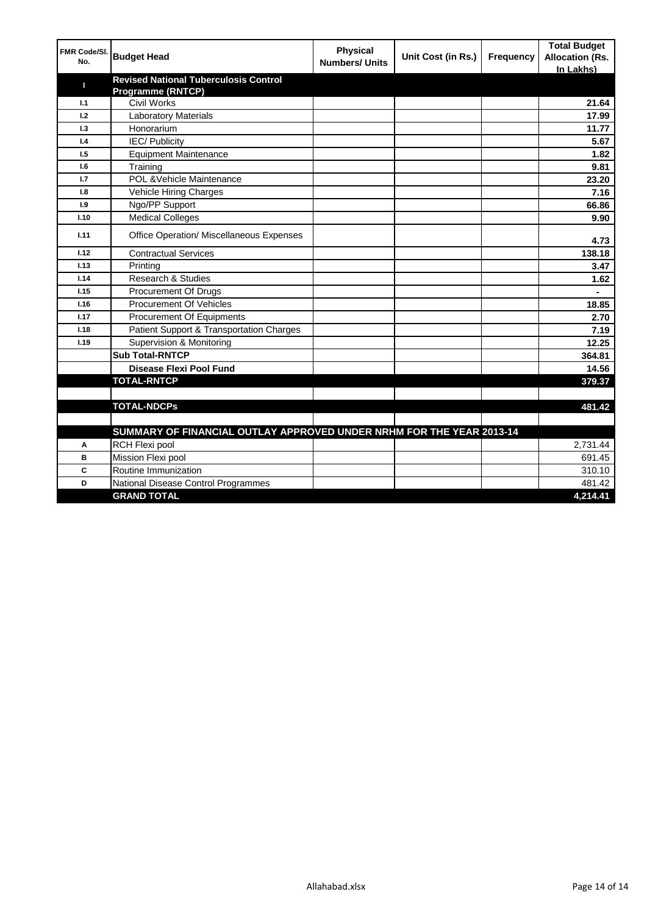| FMR Code/Sl. No. | Budget Head | Physical Numbers/ Units | Unit Cost (in Rs.) | Frequency | Total Budget Allocation (Rs. In Lakhs) |
|---|---|---|---|---|---|
| **I** | **Revised National Tuberculosis Control Programme (RNTCP)** | | | | |
| I.1 | Civil Works | | | | **21.64** |
| I.2 | Laboratory Materials | | | | **17.99** |
| I.3 | Honorarium | | | | **11.77** |
| I.4 | IEC/ Publicity | | | | **5.67** |
| I.5 | Equipment Maintenance | | | | **1.82** |
| I.6 | Training | | | | **9.81** |
| I.7 | POL &Vehicle Maintenance | | | | **23.20** |
| I.8 | Vehicle Hiring Charges | | | | **7.16** |
| I.9 | Ngo/PP Support | | | | **66.86** |
| I.10 | Medical Colleges | | | | **9.90** |
| I.11 | Office Operation/ Miscellaneous Expenses | | | | **4.73** |
| I.12 | Contractual Services | | | | **138.18** |
| I.13 | Printing | | | | **3.47** |
| I.14 | Research & Studies | | | | **1.62** |
| I.15 | Procurement Of Drugs | | | | **-** |
| I.16 | Procurement Of Vehicles | | | | **18.85** |
| I.17 | Procurement Of Equipments | | | | **2.70** |
| I.18 | Patient Support & Transportation Charges | | | | **7.19** |
| I.19 | Supervision & Monitoring | | | | **12.25** |
| | **Sub Total-RNTCP** | | | | **364.81** |
| | **Disease Flexi Pool Fund** | | | | **14.56** |
| | **TOTAL-RNTCP** | | | | **379.37** |
| | | | | | |
| | **TOTAL-NDCPs** | | | | **481.42** |
| | | | | | |
| | **SUMMARY OF FINANCIAL OUTLAY APPROVED UNDER NRHM FOR THE YEAR 2013-14** | | | | |
| A | RCH Flexi pool | | | | 2,731.44 |
| B | Mission Flexi pool | | | | 691.45 |
| C | Routine Immunization | | | | 310.10 |
| D | National Disease Control Programmes | | | | 481.42 |
| | **GRAND TOTAL** | | | | **4,214.41** |